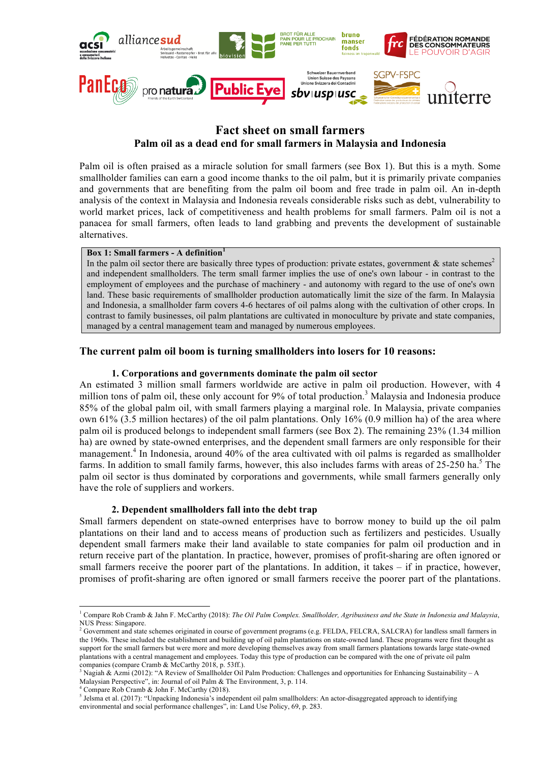# Fact sheet on small farmers

## Palm oil as a dead end for small farmers in Malaysia and Indonesia

Palm oil is often praised as a miracle solution for small farmers (see Box 1). But this is a myth. Some smallholder families can earn a good income thanks to the oil palm, but it is primarily private companies and governments that are benefiting from the palm oil boom and free trade in palm oil. An in-depth analysis of the context in Malaysia and Indonesia reveals considerable risks such as debt, vulnerability to world market prices, lack of competitiveness and health problems for small farmers. Palm oil is not a panacea for small farmers, often leads to land grabbing and prevents the development of sustainable alternatives.

> **Box 1: Small farmers - A definition[1]**
> In the palm oil sector there are basically three types of production: private estates, government & state schemes[2] and independent smallholders. The term small farmer implies the use of one's own labour - in contrast to the employment of employees and the purchase of machinery - and autonomy with regard to the use of one's own land. These basic requirements of smallholder production automatically limit the size of the farm. In Malaysia and Indonesia, a smallholder farm covers 4-6 hectares of oil palms along with the cultivation of other crops. In contrast to family businesses, oil palm plantations are cultivated in monoculture by private and state companies, managed by a central management team and managed by numerous employees.

## The current palm oil boom is turning smallholders into losers for 10 reasons:

### 1. Corporations and governments dominate the palm oil sector

An estimated 3 million small farmers worldwide are active in palm oil production. However, with 4 million tons of palm oil, these only account for 9% of total production.[3] Malaysia and Indonesia produce 85% of the global palm oil, with small farmers playing a marginal role. In Malaysia, private companies own 61% (3.5 million hectares) of the oil palm plantations. Only 16% (0.9 million ha) of the area where palm oil is produced belongs to independent small farmers (see Box 2). The remaining 23% (1.34 million ha) are owned by state-owned enterprises, and the dependent small farmers are only responsible for their management.[4] In Indonesia, around 40% of the area cultivated with oil palms is regarded as smallholder farms. In addition to small family farms, however, this also includes farms with areas of 25-250 ha.[5] The palm oil sector is thus dominated by corporations and governments, while small farmers generally only have the role of suppliers and workers.

### 2. Dependent smallholders fall into the debt trap

Small farmers dependent on state-owned enterprises have to borrow money to build up the oil palm plantations on their land and to access means of production such as fertilizers and pesticides. Usually dependent small farmers make their land available to state companies for palm oil production and in return receive part of the plantation. In practice, however, promises of profit-sharing are often ignored or small farmers receive the poorer part of the plantations. In addition, it takes – if in practice, however, promises of profit-sharing are often ignored or small farmers receive the poorer part of the plantations.

---

[1] Compare Rob Cramb & Jahn F. McCarthy (2018): *The Oil Palm Complex. Smallholder, Agribusiness and the State in Indonesia and Malaysia*, NUS Press: Singapore.

[2] Government and state schemes originated in course of government programs (e.g. FELDA, FELCRA, SALCRA) for landless small farmers in the 1960s. These included the establishment and building up of oil palm plantations on state-owned land. These programs were first thought as support for the small farmers but were more and more developing themselves away from small farmers plantations towards large state-owned plantations with a central management and employees. Today this type of production can be compared with the one of private oil palm companies (compare Cramb & McCarthy 2018, p. 53ff.).

[3] Nagiah & Azmi (2012): "A Review of Smallholder Oil Palm Production: Challenges and opportunities for Enhancing Sustainability – A Malaysian Perspective", in: Journal of oil Palm & The Environment, 3, p. 114.

[4] Compare Rob Cramb & John F. McCarthy (2018).

[5] Jelsma et al. (2017): "Unpacking Indonesia's independent oil palm smallholders: An actor-disaggregated approach to identifying environmental and social performance challenges", in: Land Use Policy, 69, p. 283.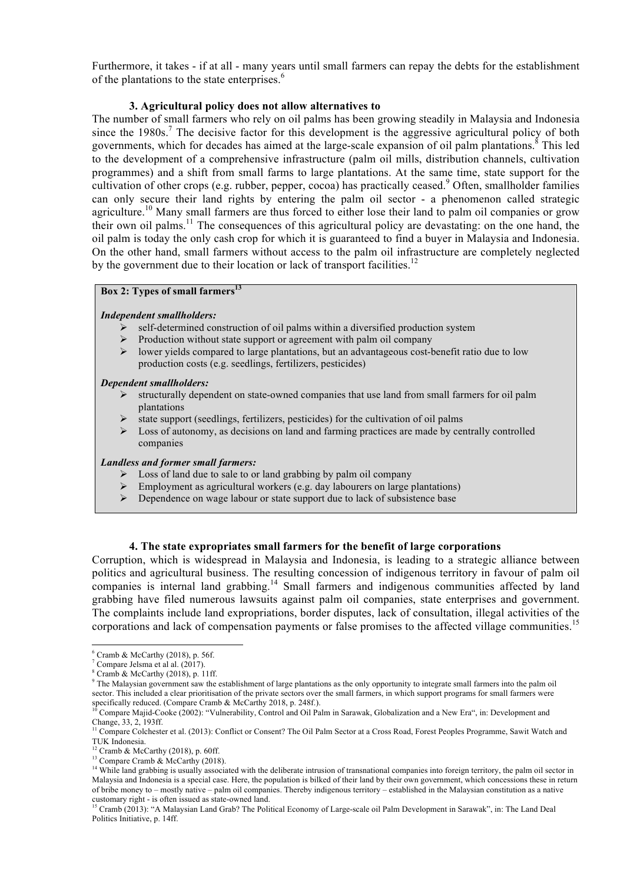Furthermore, it takes - if at all - many years until small farmers can repay the debts for the establishment of the plantations to the state enterprises.[6]

### 3. Agricultural policy does not allow alternatives to

The number of small farmers who rely on oil palms has been growing steadily in Malaysia and Indonesia since the 1980s.[7] The decisive factor for this development is the aggressive agricultural policy of both governments, which for decades has aimed at the large-scale expansion of oil palm plantations.[8] This led to the development of a comprehensive infrastructure (palm oil mills, distribution channels, cultivation programmes) and a shift from small farms to large plantations. At the same time, state support for the cultivation of other crops (e.g. rubber, pepper, cocoa) has practically ceased.[9] Often, smallholder families can only secure their land rights by entering the palm oil sector - a phenomenon called strategic agriculture.[10] Many small farmers are thus forced to either lose their land to palm oil companies or grow their own oil palms.[11] The consequences of this agricultural policy are devastating: on the one hand, the oil palm is today the only cash crop for which it is guaranteed to find a buyer in Malaysia and Indonesia. On the other hand, small farmers without access to the palm oil infrastructure are completely neglected by the government due to their location or lack of transport facilities.[12]

**Box 2: Types of small farmers[13]**

***Independent smallholders:***

- self-determined construction of oil palms within a diversified production system
- Production without state support or agreement with palm oil company
- lower yields compared to large plantations, but an advantageous cost-benefit ratio due to low production costs (e.g. seedlings, fertilizers, pesticides)

***Dependent smallholders:***

- structurally dependent on state-owned companies that use land from small farmers for oil palm plantations
- state support (seedlings, fertilizers, pesticides) for the cultivation of oil palms
- Loss of autonomy, as decisions on land and farming practices are made by centrally controlled companies

***Landless and former small farmers:***

- Loss of land due to sale to or land grabbing by palm oil company
- Employment as agricultural workers (e.g. day labourers on large plantations)
- Dependence on wage labour or state support due to lack of subsistence base

### 4. The state expropriates small farmers for the benefit of large corporations

Corruption, which is widespread in Malaysia and Indonesia, is leading to a strategic alliance between politics and agricultural business. The resulting concession of indigenous territory in favour of palm oil companies is internal land grabbing.[14] Small farmers and indigenous communities affected by land grabbing have filed numerous lawsuits against palm oil companies, state enterprises and government. The complaints include land expropriations, border disputes, lack of consultation, illegal activities of the corporations and lack of compensation payments or false promises to the affected village communities.[15]

---

[6] Cramb & McCarthy (2018), p. 56f.

[7] Compare Jelsma et al al. (2017).

[8] Cramb & McCarthy (2018), p. 11ff.

[9] The Malaysian government saw the establishment of large plantations as the only opportunity to integrate small farmers into the palm oil sector. This included a clear prioritisation of the private sectors over the small farmers, in which support programs for small farmers were specifically reduced. (Compare Cramb & McCarthy 2018, p. 248f.).

[10] Compare Majid-Cooke (2002): "Vulnerability, Control and Oil Palm in Sarawak, Globalization and a New Era", in: Development and Change, 33, 2, 193ff.

[11] Compare Colchester et al. (2013): Conflict or Consent? The Oil Palm Sector at a Cross Road, Forest Peoples Programme, Sawit Watch and TUK Indonesia.

[12] Cramb & McCarthy (2018), p. 60ff.

[13] Compare Cramb & McCarthy (2018).

[14] While land grabbing is usually associated with the deliberate intrusion of transnational companies into foreign territory, the palm oil sector in Malaysia and Indonesia is a special case. Here, the population is bilked of their land by their own government, which concessions these in return of bribe money to – mostly native – palm oil companies. Thereby indigenous territory – established in the Malaysian constitution as a native customary right - is often issued as state-owned land.

[15] Cramb (2013): "A Malaysian Land Grab? The Political Economy of Large-scale oil Palm Development in Sarawak", in: The Land Deal Politics Initiative, p. 14ff.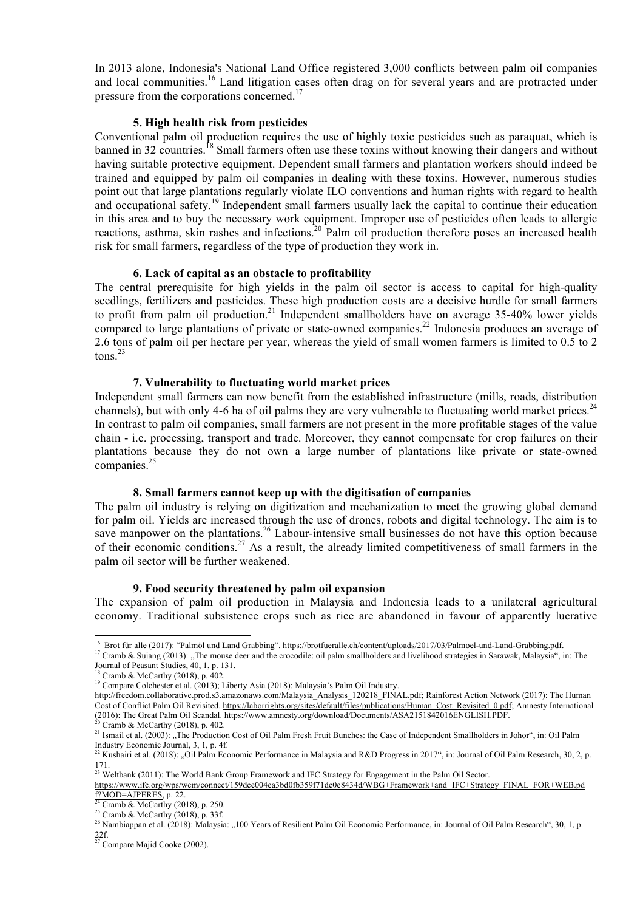In 2013 alone, Indonesia's National Land Office registered 3,000 conflicts between palm oil companies and local communities.[16] Land litigation cases often drag on for several years and are protracted under pressure from the corporations concerned.[17]

### 5. High health risk from pesticides

Conventional palm oil production requires the use of highly toxic pesticides such as paraquat, which is banned in 32 countries.[18] Small farmers often use these toxins without knowing their dangers and without having suitable protective equipment. Dependent small farmers and plantation workers should indeed be trained and equipped by palm oil companies in dealing with these toxins. However, numerous studies point out that large plantations regularly violate ILO conventions and human rights with regard to health and occupational safety.[19] Independent small farmers usually lack the capital to continue their education in this area and to buy the necessary work equipment. Improper use of pesticides often leads to allergic reactions, asthma, skin rashes and infections.[20] Palm oil production therefore poses an increased health risk for small farmers, regardless of the type of production they work in.

### 6. Lack of capital as an obstacle to profitability

The central prerequisite for high yields in the palm oil sector is access to capital for high-quality seedlings, fertilizers and pesticides. These high production costs are a decisive hurdle for small farmers to profit from palm oil production.[21] Independent smallholders have on average 35-40% lower yields compared to large plantations of private or state-owned companies.[22] Indonesia produces an average of 2.6 tons of palm oil per hectare per year, whereas the yield of small women farmers is limited to 0.5 to 2 tons.[23]

### 7. Vulnerability to fluctuating world market prices

Independent small farmers can now benefit from the established infrastructure (mills, roads, distribution channels), but with only 4-6 ha of oil palms they are very vulnerable to fluctuating world market prices.[24] In contrast to palm oil companies, small farmers are not present in the more profitable stages of the value chain - i.e. processing, transport and trade. Moreover, they cannot compensate for crop failures on their plantations because they do not own a large number of plantations like private or state-owned companies.[25]

### 8. Small farmers cannot keep up with the digitisation of companies

The palm oil industry is relying on digitization and mechanization to meet the growing global demand for palm oil. Yields are increased through the use of drones, robots and digital technology. The aim is to save manpower on the plantations.[26] Labour-intensive small businesses do not have this option because of their economic conditions.[27] As a result, the already limited competitiveness of small farmers in the palm oil sector will be further weakened.

### 9. Food security threatened by palm oil expansion

The expansion of palm oil production in Malaysia and Indonesia leads to a unilateral agricultural economy. Traditional subsistence crops such as rice are abandoned in favour of apparently lucrative

---

[16] Brot für alle (2017): "Palmöl und Land Grabbing". https://brotfueralle.ch/content/uploads/2017/03/Palmoel-und-Land-Grabbing.pdf.

[17] Cramb & Sujang (2013): „The mouse deer and the crocodile: oil palm smallholders and livelihood strategies in Sarawak, Malaysia", in: The Journal of Peasant Studies, 40, 1, p. 131.

[18] Cramb & McCarthy (2018), p. 402.

[19] Compare Colchester et al. (2013); Liberty Asia (2018): Malaysia's Palm Oil Industry. http://freedom.collaborative.prod.s3.amazonaws.com/Malaysia_Analysis_120218_FINAL.pdf; Rainforest Action Network (2017): The Human Cost of Conflict Palm Oil Revisited. https://laborrights.org/sites/default/files/publications/Human_Cost_Revisited_0.pdf; Amnesty International (2016): The Great Palm Oil Scandal. https://www.amnesty.org/download/Documents/ASA2151842016ENGLISH.PDF.

[20] Cramb & McCarthy (2018), p. 402.

[21] Ismail et al. (2003): „The Production Cost of Oil Palm Fresh Fruit Bunches: the Case of Independent Smallholders in Johor", in: Oil Palm Industry Economic Journal, 3, 1, p. 4f.

[22] Kushairi et al. (2018): „Oil Palm Economic Performance in Malaysia and R&D Progress in 2017", in: Journal of Oil Palm Research, 30, 2, p. 171.

[23] Weltbank (2011): The World Bank Group Framework and IFC Strategy for Engagement in the Palm Oil Sector. https://www.ifc.org/wps/wcm/connect/159dce004ea3bd0fb359f71dc0e8434d/WBG+Framework+and+IFC+Strategy_FINAL_FOR+WEB.pdf?MOD=AJPERES, p. 22.

[24] Cramb & McCarthy (2018), p. 250.

[25] Cramb & McCarthy (2018), p. 33f.

[26] Nambiappan et al. (2018): Malaysia: „100 Years of Resilient Palm Oil Economic Performance, in: Journal of Oil Palm Research", 30, 1, p. 22f.

[27] Compare Majid Cooke (2002).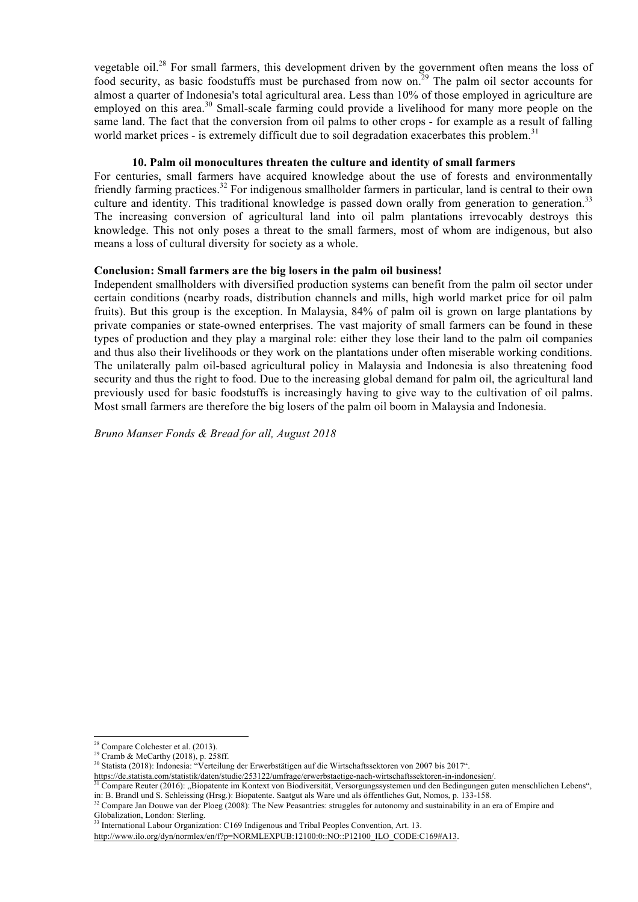vegetable oil.[28] For small farmers, this development driven by the government often means the loss of food security, as basic foodstuffs must be purchased from now on.[29] The palm oil sector accounts for almost a quarter of Indonesia's total agricultural area. Less than 10% of those employed in agriculture are employed on this area.[30] Small-scale farming could provide a livelihood for many more people on the same land. The fact that the conversion from oil palms to other crops - for example as a result of falling world market prices - is extremely difficult due to soil degradation exacerbates this problem.[31]

### 10. Palm oil monocultures threaten the culture and identity of small farmers

For centuries, small farmers have acquired knowledge about the use of forests and environmentally friendly farming practices.[32] For indigenous smallholder farmers in particular, land is central to their own culture and identity. This traditional knowledge is passed down orally from generation to generation.[33] The increasing conversion of agricultural land into oil palm plantations irrevocably destroys this knowledge. This not only poses a threat to the small farmers, most of whom are indigenous, but also means a loss of cultural diversity for society as a whole.

### Conclusion: Small farmers are the big losers in the palm oil business!

Independent smallholders with diversified production systems can benefit from the palm oil sector under certain conditions (nearby roads, distribution channels and mills, high world market price for oil palm fruits). But this group is the exception. In Malaysia, 84% of palm oil is grown on large plantations by private companies or state-owned enterprises. The vast majority of small farmers can be found in these types of production and they play a marginal role: either they lose their land to the palm oil companies and thus also their livelihoods or they work on the plantations under often miserable working conditions. The unilaterally palm oil-based agricultural policy in Malaysia and Indonesia is also threatening food security and thus the right to food. Due to the increasing global demand for palm oil, the agricultural land previously used for basic foodstuffs is increasingly having to give way to the cultivation of oil palms. Most small farmers are therefore the big losers of the palm oil boom in Malaysia and Indonesia.

*Bruno Manser Fonds & Bread for all, August 2018*

---

[28] Compare Colchester et al. (2013).
[29] Cramb & McCarthy (2018), p. 258ff.
[30] Statista (2018): Indonesia: "Verteilung der Erwerbstätigen auf die Wirtschaftssektoren von 2007 bis 2017".
https://de.statista.com/statistik/daten/studie/253122/umfrage/erwerbstaetige-nach-wirtschaftssektoren-in-indonesien/.
[31] Compare Reuter (2016): „Biopatente im Kontext von Biodiversität, Versorgungssystemen und den Bedingungen guten menschlichen Lebens", in: B. Brandl und S. Schleissing (Hrsg.): Biopatente. Saatgut als Ware und als öffentliches Gut, Nomos, p. 133-158.
[32] Compare Jan Douwe van der Ploeg (2008): The New Peasantries: struggles for autonomy and sustainability in an era of Empire and Globalization, London: Sterling.
[33] International Labour Organization: C169 Indigenous and Tribal Peoples Convention, Art. 13.
http://www.ilo.org/dyn/normlex/en/f?p=NORMLEXPUB:12100:0::NO::P12100_ILO_CODE:C169#A13.